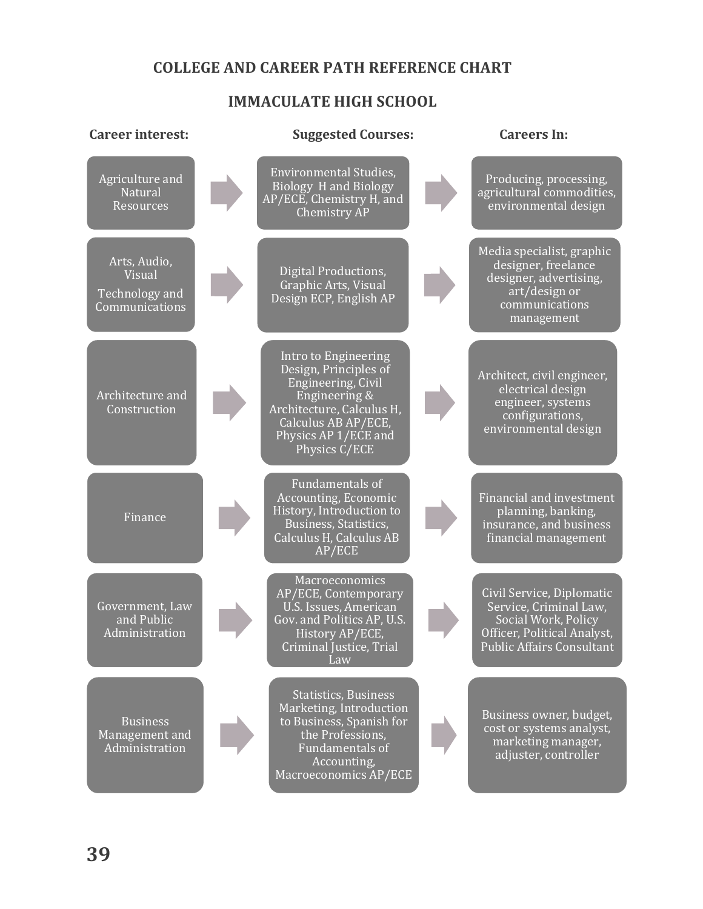# COLLEGE AND CAREER PATH REFERENCE CHART

## IMMACULATE HIGH SCHOOL

| Career interest: | Suggested Courses: | Careers In: |
|---|---|---|
| Agriculture and Natural Resources | Environmental Studies, Biology H and Biology AP/ECE, Chemistry H, and Chemistry AP | Producing, processing, agricultural commodities, environmental design |
| Arts, Audio, Visual Technology and Communications | Digital Productions, Graphic Arts, Visual Design ECP, English AP | Media specialist, graphic designer, freelance designer, advertising, art/design or communications management |
| Architecture and Construction | Intro to Engineering Design, Principles of Engineering, Civil Engineering & Architecture, Calculus H, Calculus AB AP/ECE, Physics AP 1/ECE and Physics C/ECE | Architect, civil engineer, electrical design engineer, systems configurations, environmental design |
| Finance | Fundamentals of Accounting, Economic History, Introduction to Business, Statistics, Calculus H, Calculus AB AP/ECE | Financial and investment planning, banking, insurance, and business financial management |
| Government, Law and Public Administration | Macroeconomics AP/ECE, Contemporary U.S. Issues, American Gov. and Politics AP, U.S. History AP/ECE, Criminal Justice, Trial Law | Civil Service, Diplomatic Service, Criminal Law, Social Work, Policy Officer, Political Analyst, Public Affairs Consultant |
| Business Management and Administration | Statistics, Business Marketing, Introduction to Business, Spanish for the Professions, Fundamentals of Accounting, Macroeconomics AP/ECE | Business owner, budget, cost or systems analyst, marketing manager, adjuster, controller |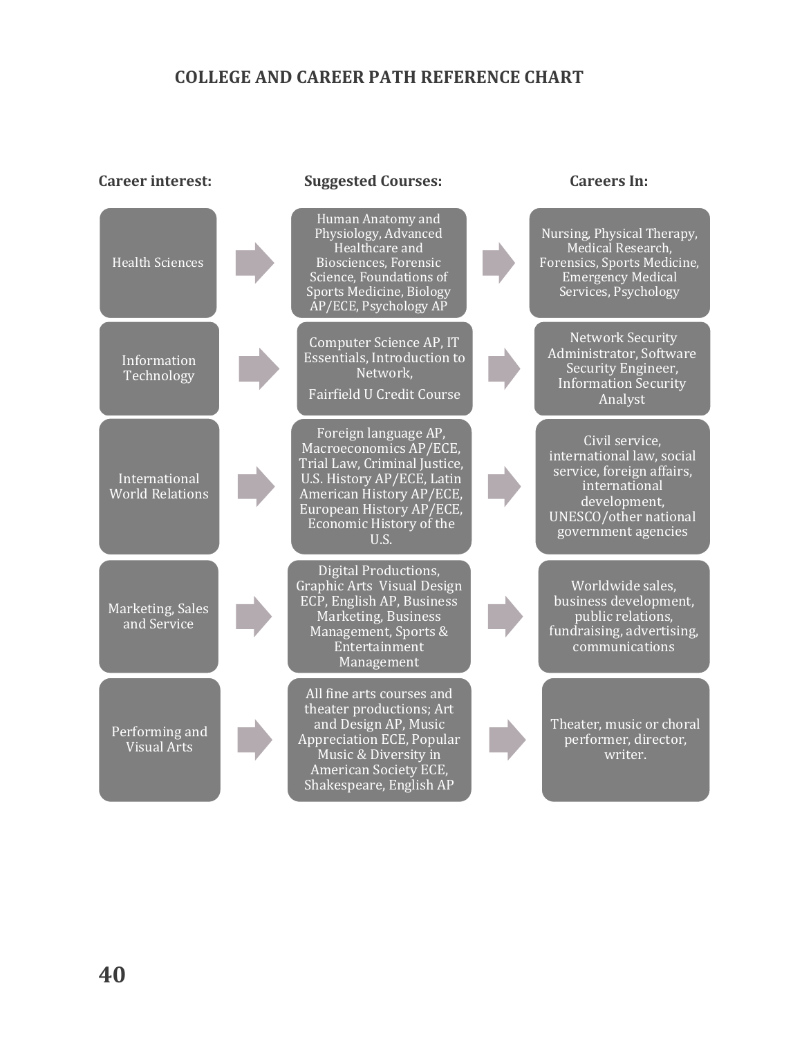# COLLEGE AND CAREER PATH REFERENCE CHART

| Career interest: | Suggested Courses: | Careers In: |
| --- | --- | --- |
| Health Sciences | Human Anatomy and Physiology, Advanced Healthcare and Biosciences, Forensic Science, Foundations of Sports Medicine, Biology AP/ECE, Psychology AP | Nursing, Physical Therapy, Medical Research, Forensics, Sports Medicine, Emergency Medical Services, Psychology |
| Information Technology | Computer Science AP, IT Essentials, Introduction to Network, Fairfield U Credit Course | Network Security Administrator, Software Security Engineer, Information Security Analyst |
| International World Relations | Foreign language AP, Macroeconomics AP/ECE, Trial Law, Criminal Justice, U.S. History AP/ECE, Latin American History AP/ECE, European History AP/ECE, Economic History of the U.S. | Civil service, international law, social service, foreign affairs, international development, UNESCO/other national government agencies |
| Marketing, Sales and Service | Digital Productions, Graphic Arts Visual Design ECP, English AP, Business Marketing, Business Management, Sports & Entertainment Management | Worldwide sales, business development, public relations, fundraising, advertising, communications |
| Performing and Visual Arts | All fine arts courses and theater productions; Art and Design AP, Music Appreciation ECE, Popular Music & Diversity in American Society ECE, Shakespeare, English AP | Theater, music or choral performer, director, writer. |